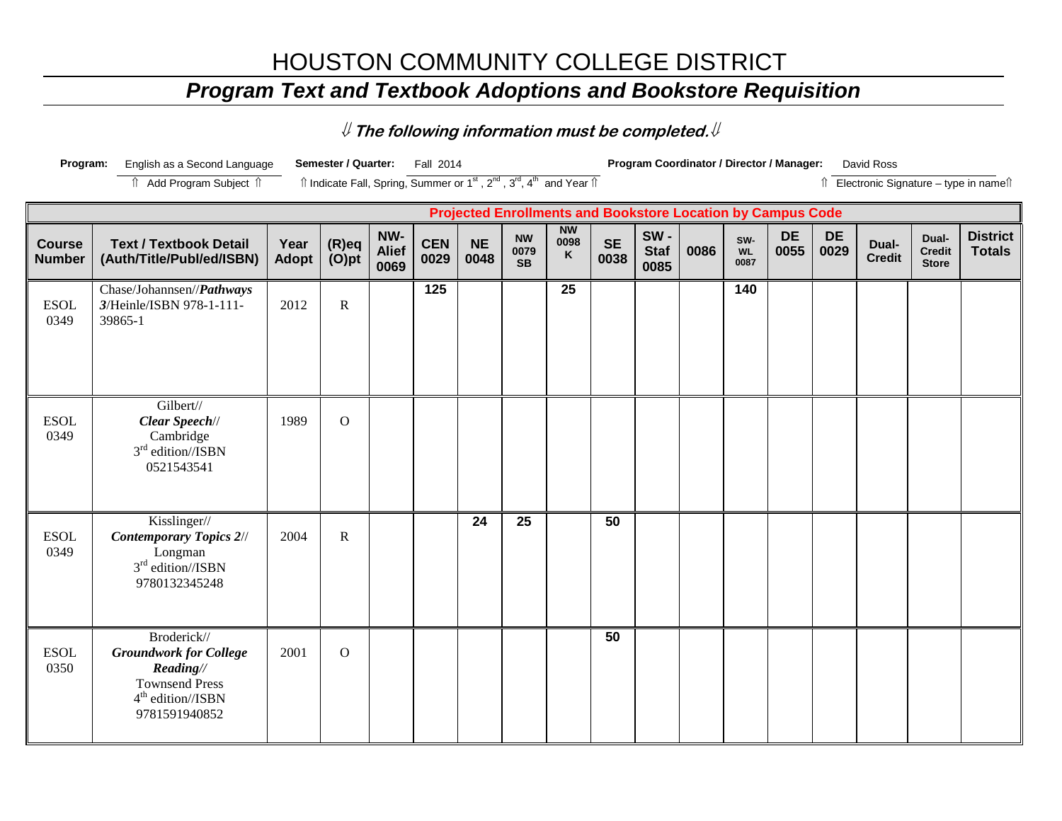# HOUSTON COMMUNITY COLLEGE DISTRICT

## *Program Text and Textbook Adoptions and Bookstore Requisition*

⇓ ***The following information must be completed.*** ⇓

**Program:** English as a Second Language
⇑ Add Program Subject ⇑

**Semester / Quarter:** Fall 2014
⇑ Indicate Fall, Spring, Summer or 1st, 2nd, 3rd, 4th and Year ⇑

**Program Coordinator / Director / Manager:** David Ross
⇑ Electronic Signature – type in name⇑

| | | | | Projected Enrollments and Bookstore Location by Campus Code | | | | | | | | | | | | | |
|---|---|---|---|---|---|---|---|---|---|---|---|---|---|---|---|---|---|
| **Course Number** | **Text / Textbook Detail (Auth/Title/Publ/ed/ISBN)** | **Year Adopt** | **(R)eq (O)pt** | **NW-Alief 0069** | **CEN 0029** | **NE 0048** | **NW 0079 SB** | **NW 0098 K** | **SE 0038** | **SW - Staf 0085** | **0086** | **SW-WL 0087** | **DE 0055** | **DE 0029** | **Dual-Credit** | **Dual-Credit Store** | **District Totals** |
| ESOL 0349 | Chase/Johannsen//***Pathways 3***/Heinle/ISBN 978-1-111-39865-1 | 2012 | R | | **125** | | | **25** | | | | **140** | | | | | |
| ESOL 0349 | Gilbert// ***Clear Speech***// Cambridge 3rd edition//ISBN 0521543541 | 1989 | O | | | | | | | | | | | | | | |
| ESOL 0349 | Kisslinger// ***Contemporary Topics 2***// Longman 3rd edition//ISBN 9780132345248 | 2004 | R | | | **24** | **25** | | **50** | | | | | | | | |
| ESOL 0350 | Broderick// ***Groundwork for College Reading//*** Townsend Press 4th edition//ISBN 9781591940852 | 2001 | O | | | | | | **50** | | | | | | | | |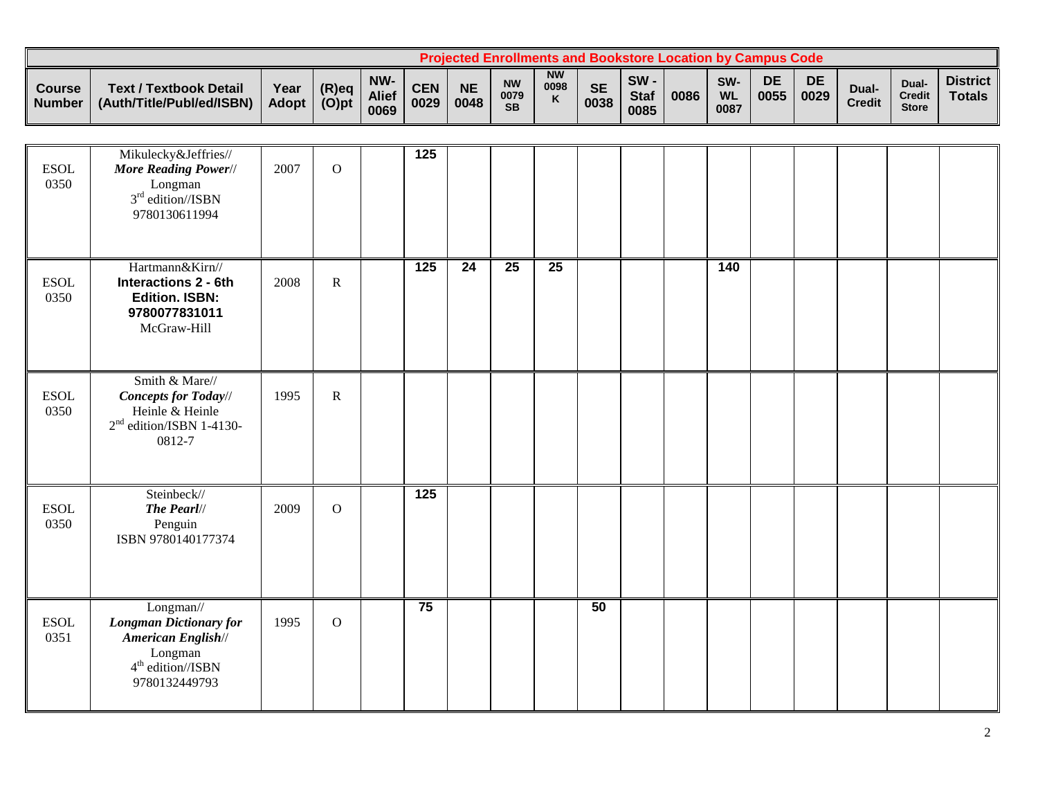| Course Number | Text / Textbook Detail (Auth/Title/Publ/ed/ISBN) | Year Adopt | (R)eq (O)pt | Projected Enrollments and Bookstore Location by Campus Code | | | | | | | | | | | | | District Totals |
|---|---|---|---|---|---|---|---|---|---|---|---|---|---|---|---|---|---|
| | | | | NW-Alief 0069 | CEN 0029 | NE 0048 | NW 0079 SB | NW 0098 K | SE 0038 | SW - Staf 0085 | 0086 | SW-WL 0087 | DE 0055 | DE 0029 | Dual-Credit | Dual-Credit Store | |
| ESOL 0350 | Mikulecky&Jeffries// ***More Reading Power***// Longman 3rd edition//ISBN 9780130611994 | 2007 | O | | 125 | | | | | | | | | | | | |
| ESOL 0350 | Hartmann&Kirn// **Interactions 2 - 6th Edition. ISBN: 9780077831011** McGraw-Hill | 2008 | R | | 125 | 24 | 25 | 25 | | | | 140 | | | | | |
| ESOL 0350 | Smith & Mare// ***Concepts for Today***// Heinle & Heinle 2nd edition/ISBN 1-4130-0812-7 | 1995 | R | | | | | | | | | | | | | | |
| ESOL 0350 | Steinbeck// ***The Pearl***// Penguin ISBN 9780140177374 | 2009 | O | | 125 | | | | | | | | | | | | |
| ESOL 0351 | Longman// ***Longman Dictionary for American English***// Longman 4th edition//ISBN 9780132449793 | 1995 | O | | 75 | | | | 50 | | | | | | | | |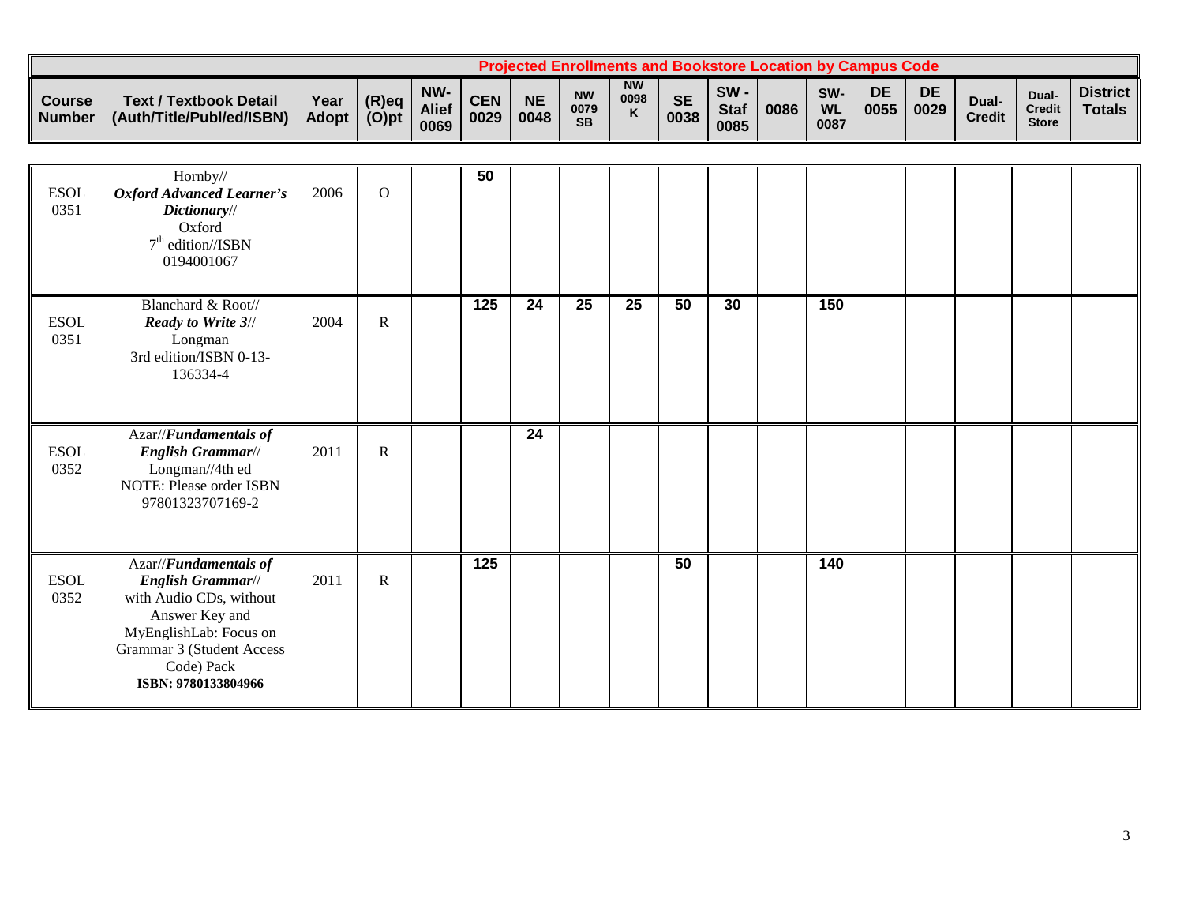| | | | | Projected Enrollments and Bookstore Location by Campus Code | | | | | | | | | | | | | |
|---|---|---|---|---|---|---|---|---|---|---|---|---|---|---|---|---|---|
| Course Number | Text / Textbook Detail (Auth/Title/Publ/ed/ISBN) | Year Adopt | (R)eq (O)pt | NW-Alief 0069 | CEN 0029 | NE 0048 | NW 0079 SB | NW 0098 K | SE 0038 | SW - Staf 0085 | 0086 | SW-WL 0087 | DE 0055 | DE 0029 | Dual-Credit | Dual-Credit Store | District Totals |
| ESOL 0351 | Hornby// ***Oxford Advanced Learner's Dictionary***// Oxford 7th edition//ISBN 0194001067 | 2006 | O | | 50 | | | | | | | | | | | | |
| ESOL 0351 | Blanchard & Root// ***Ready to Write 3***// Longman 3rd edition/ISBN 0-13-136334-4 | 2004 | R | | 125 | 24 | 25 | 25 | 50 | 30 | | 150 | | | | | |
| ESOL 0352 | Azar//***Fundamentals of English Grammar***// Longman//4th ed NOTE: Please order ISBN 97801323707169-2 | 2011 | R | | | 24 | | | | | | | | | | | |
| ESOL 0352 | Azar//***Fundamentals of English Grammar***// with Audio CDs, without Answer Key and MyEnglishLab: Focus on Grammar 3 (Student Access Code) Pack **ISBN: 9780133804966** | 2011 | R | | 125 | | | | 50 | | | 140 | | | | | |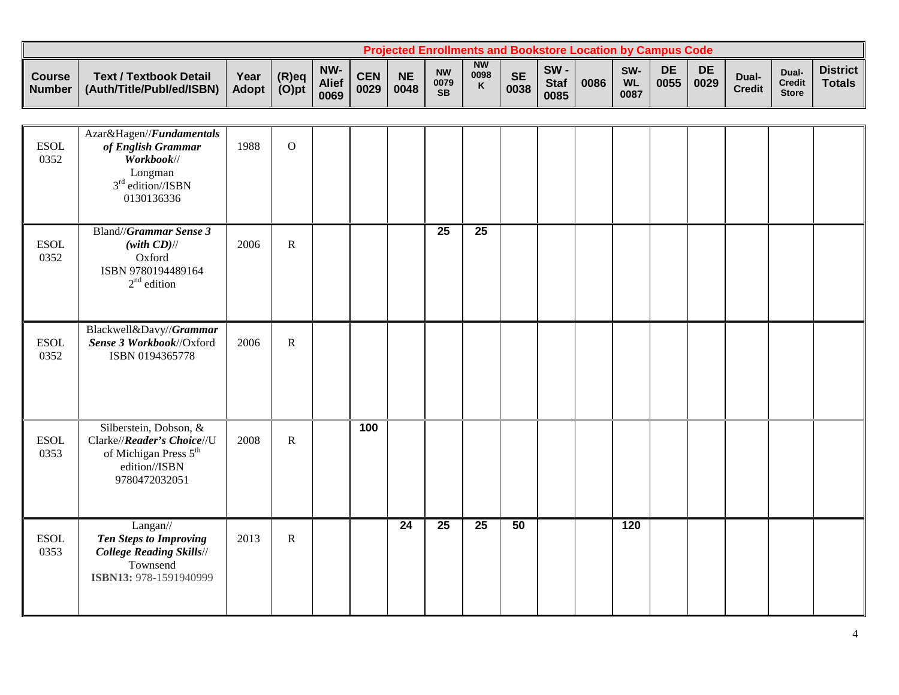| Projected Enrollments and Bookstore Location by Campus Code | | | | | | | | | | | | | | | | | |
|---|---|---|---|---|---|---|---|---|---|---|---|---|---|---|---|---|---|
| **Course Number** | **Text / Textbook Detail (Auth/Title/Publ/ed/ISBN)** | **Year Adopt** | **(R)eq (O)pt** | **NW-Alief 0069** | **CEN 0029** | **NE 0048** | **NW 0079 SB** | **NW 0098 K** | **SE 0038** | **SW - Staf 0085** | **0086** | **SW-WL 0087** | **DE 0055** | **DE 0029** | **Dual-Credit** | **Dual-Credit Store** | **District Totals** |
| ESOL 0352 | Azar&Hagen//***Fundamentals of English Grammar Workbook***// Longman 3rd edition//ISBN 0130136336 | 1988 | O | | | | | | | | | | | | | | |
| ESOL 0352 | Bland//***Grammar Sense 3 (with CD)***// Oxford ISBN 9780194489164 2nd edition | 2006 | R | | | | **25** | **25** | | | | | | | | | |
| ESOL 0352 | Blackwell&Davy//***Grammar Sense 3 Workbook***//Oxford ISBN 0194365778 | 2006 | R | | | | | | | | | | | | | | |
| ESOL 0353 | Silberstein, Dobson, & Clarke//***Reader's Choice***//U of Michigan Press 5th edition//ISBN 9780472032051 | 2008 | R | | **100** | | | | | | | | | | | | |
| ESOL 0353 | Langan// ***Ten Steps to Improving College Reading Skills***// Townsend **ISBN13:** 978-1591940999 | 2013 | R | | | **24** | **25** | **25** | **50** | | | **120** | | | | | |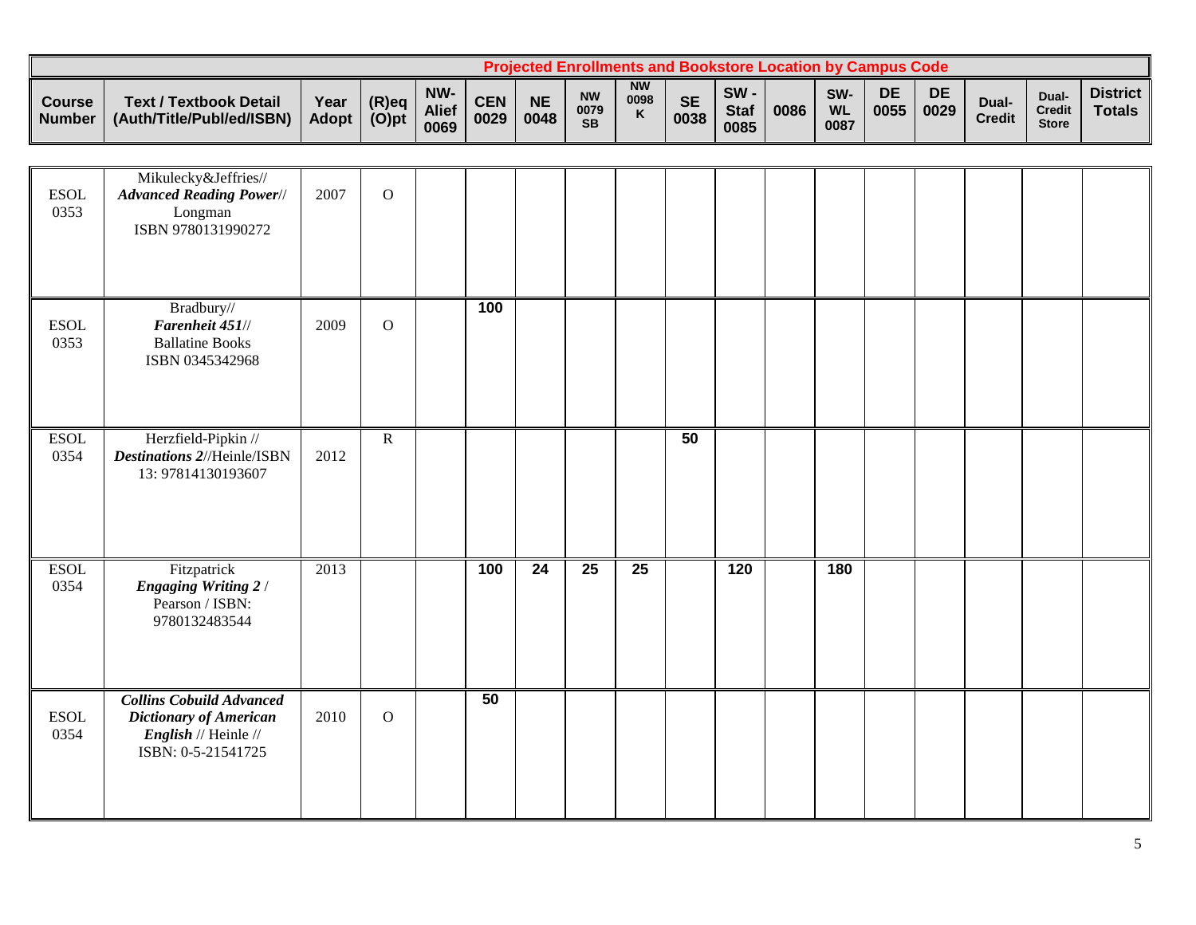| | | | | Projected Enrollments and Bookstore Location by Campus Code | | | | | | | | | | | | | |
|---|---|---|---|---|---|---|---|---|---|---|---|---|---|---|---|---|---|
| **Course Number** | **Text / Textbook Detail (Auth/Title/Publ/ed/ISBN)** | **Year Adopt** | **(R)eq (O)pt** | **NW-Alief 0069** | **CEN 0029** | **NE 0048** | **NW 0079 SB** | **NW 0098 K** | **SE 0038** | **SW - Staf 0085** | **0086** | **SW-WL 0087** | **DE 0055** | **DE 0029** | **Dual-Credit** | **Dual-Credit Store** | **District Totals** |
| ESOL 0353 | Mikulecky&Jeffries// ***Advanced Reading Power***// Longman ISBN 9780131990272 | 2007 | O | | | | | | | | | | | | | | |
| ESOL 0353 | Bradbury// ***Farenheit 451***// Ballatine Books ISBN 0345342968 | 2009 | O | | **100** | | | | | | | | | | | | |
| ESOL 0354 | Herzfield-Pipkin // ***Destinations 2***//Heinle/ISBN 13: 97814130193607 | 2012 | R | | | | | | **50** | | | | | | | | |
| ESOL 0354 | Fitzpatrick ***Engaging Writing 2*** / Pearson / ISBN: 9780132483544 | 2013 | | | **100** | **24** | **25** | **25** | | **120** | | **180** | | | | | |
| ESOL 0354 | ***Collins Cobuild Advanced Dictionary of American English*** // Heinle // ISBN: 0-5-21541725 | 2010 | O | | **50** | | | | | | | | | | | | |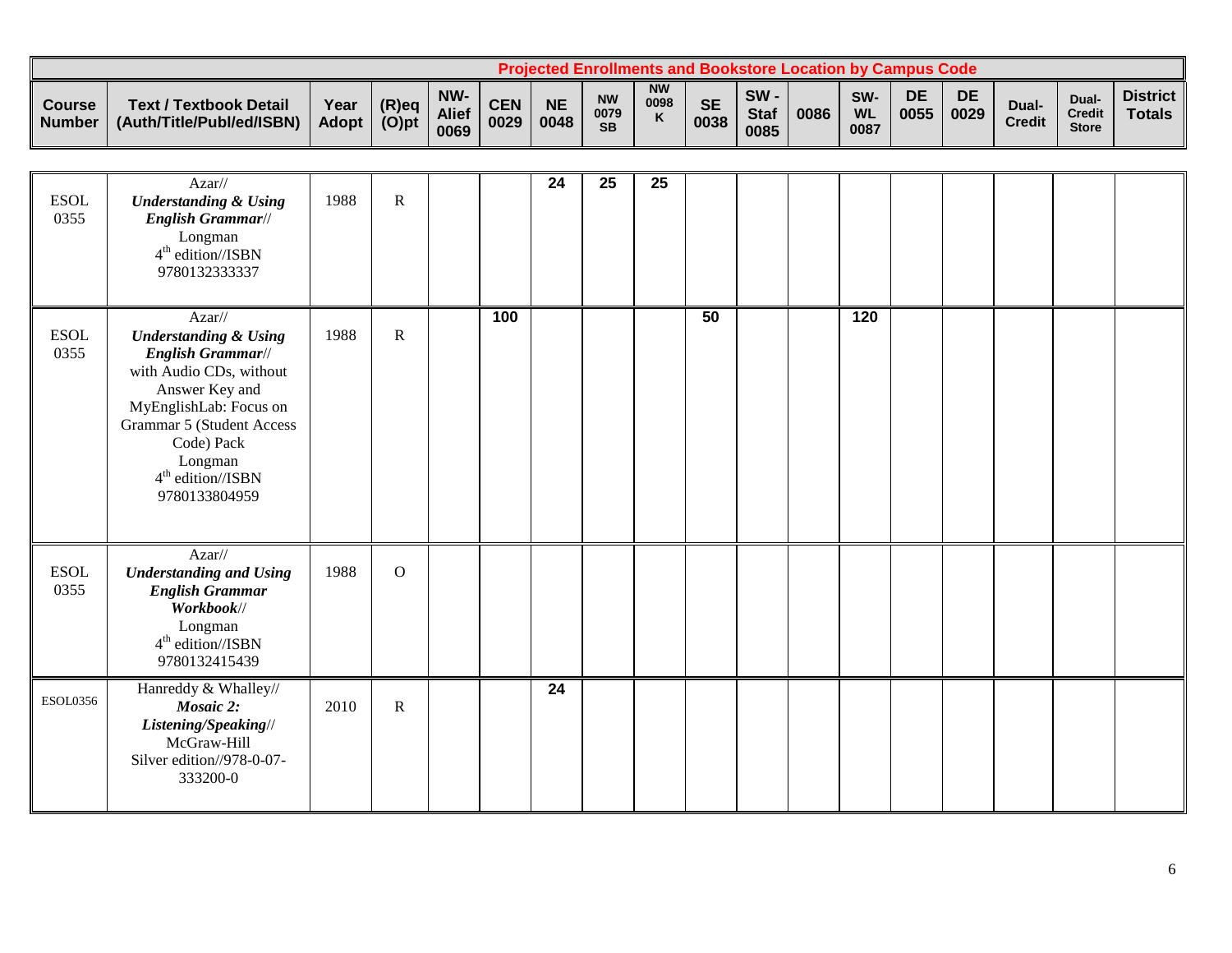| | | | | Projected Enrollments and Bookstore Location by Campus Code | | | | | | | | | | | | | |
|---|---|---|---|---|---|---|---|---|---|---|---|---|---|---|---|---|---|
| **Course Number** | **Text / Textbook Detail (Auth/Title/Publ/ed/ISBN)** | **Year Adopt** | **(R)eq (O)pt** | **NW-Alief 0069** | **CEN 0029** | **NE 0048** | **NW 0079 SB** | **NW 0098 K** | **SE 0038** | **SW - Staf 0085** | **0086** | **SW-WL 0087** | **DE 0055** | **DE 0029** | **Dual-Credit** | **Dual-Credit Store** | **District Totals** |
| ESOL 0355 | Azar// ***Understanding & Using English Grammar***// Longman 4th edition//ISBN 9780132333337 | 1988 | R | | | 24 | 25 | 25 | | | | | | | | | |
| ESOL 0355 | Azar// ***Understanding & Using English Grammar***// with Audio CDs, without Answer Key and MyEnglishLab: Focus on Grammar 5 (Student Access Code) Pack Longman 4th edition//ISBN 9780133804959 | 1988 | R | | 100 | | | | 50 | | | 120 | | | | | |
| ESOL 0355 | Azar// ***Understanding and Using English Grammar Workbook***// Longman 4th edition//ISBN 9780132415439 | 1988 | O | | | | | | | | | | | | | | |
| ESOL0356 | Hanreddy & Whalley// ***Mosaic 2: Listening/Speaking***// McGraw-Hill Silver edition//978-0-07-333200-0 | 2010 | R | | | 24 | | | | | | | | | | | |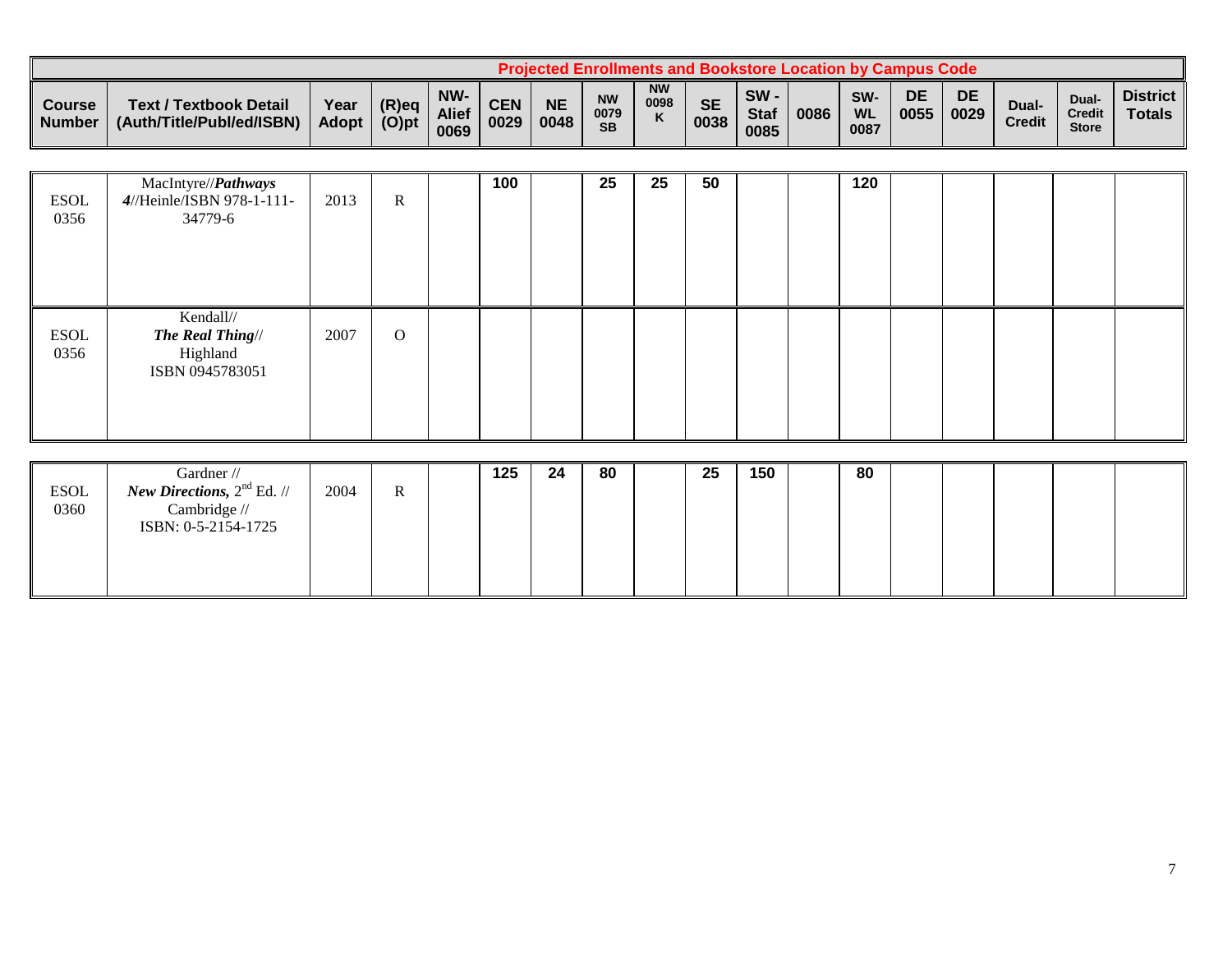| Course Number | Text / Textbook Detail (Auth/Title/Publ/ed/ISBN) | Year Adopt | (R)eq (O)pt | NW-Alief 0069 | CEN 0029 | NE 0048 | NW 0079 SB | NW 0098 K | SE 0038 | SW - Staf 0085 | 0086 | SW-WL 0087 | DE 0055 | DE 0029 | Dual-Credit | Dual-Credit Store | District Totals |
|---|---|---|---|---|---|---|---|---|---|---|---|---|---|---|---|---|---|
| | | | | | **Projected Enrollments and Bookstore Location by Campus Code** | | | | | | | | | | | | |
| ESOL 0356 | MacIntyre//***Pathways 4***//Heinle/ISBN 978-1-111-34779-6 | 2013 | R | | 100 | | 25 | 25 | 50 | | | 120 | | | | | |
| ESOL 0356 | Kendall// ***The Real Thing***// Highland ISBN 0945783051 | 2007 | O | | | | | | | | | | | | | | |
| ESOL 0360 | Gardner // ***New Directions,*** 2nd Ed. // Cambridge // ISBN: 0-5-2154-1725 | 2004 | R | | 125 | 24 | 80 | | 25 | 150 | | 80 | | | | | |